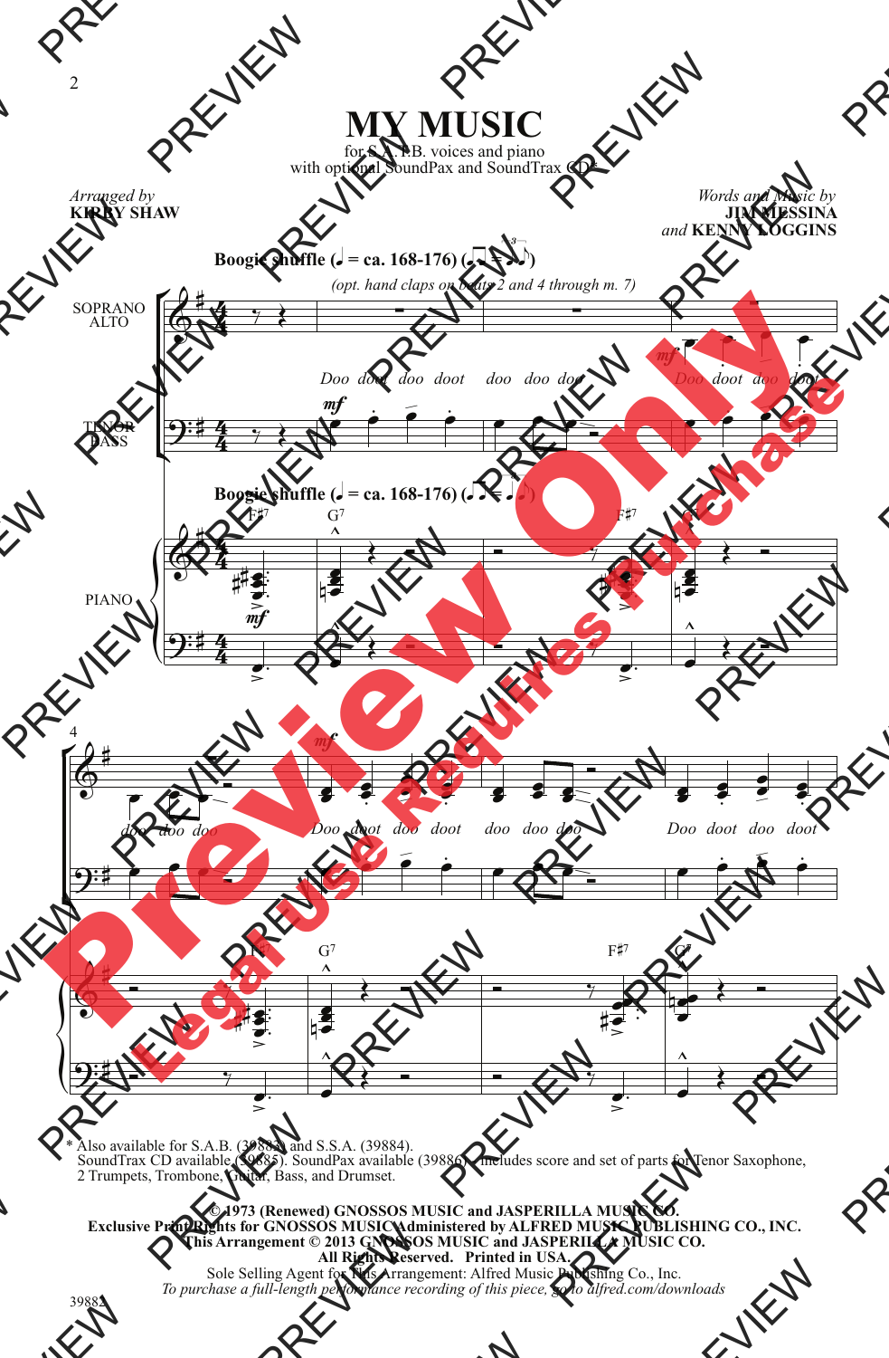# MY MUSIC

for S.A.T.B. voices and piano
with optional SoundPax and SoundTrax CD*

*Arranged by*
**KIRBY SHAW**

*Words and Music by*
**JIM MESSINA**
*and* **KENNY LOGGINS**

**Boogie shuffle** (♩ = ca. 168-176)

*(opt. hand claps on beats 2 and 4 through m. 7)*

SOPRANO ALTO

Doo doot doo doot doo doo doo Doo doot doo doot doo doo doo Doo doot doo doot doo doo doo Doo doot doo doot

TENOR BASS

PIANO

F♯7 G7 F♯7 G7 F♯7 G7

\* Also available for S.A.B. (39883) and S.S.A. (39884).
SoundTrax CD available (39885). SoundPax available (39886) - includes score and set of parts for Tenor Saxophone, 2 Trumpets, Trombone, Guitar, Bass, and Drumset.

**© 1973 (Renewed) GNOSSOS MUSIC and JASPERILLA MUSIC CO.**
**Exclusive Print Rights for GNOSSOS MUSIC Administered by ALFRED MUSIC PUBLISHING CO., INC.**
**This Arrangement © 2013 GNOSSOS MUSIC and JASPERILLA MUSIC CO.**
**All Rights Reserved. Printed in USA.**
Sole Selling Agent for This Arrangement: Alfred Music Publishing Co., Inc.
*To purchase a full-length performance recording of this piece, go to alfred.com/downloads*

39882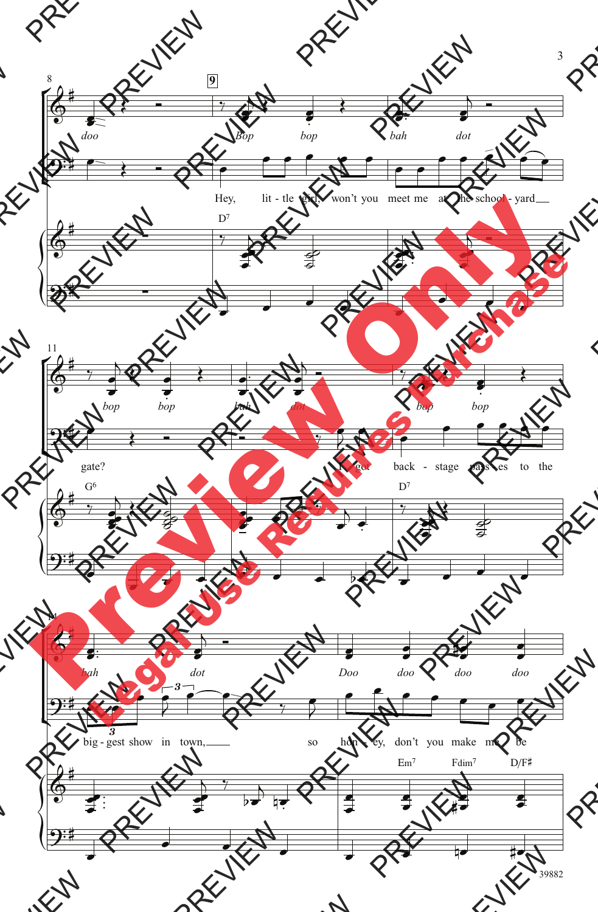doo

Bop bop bah dot

Hey, lit - tle girl, won't you meet me at the school - yard gate?

D7

bop bop bah dot bop bop

G6 D7

I got back - stage pass - es to the big - gest show in town, so hon - ey, don't you make me be

bah dot Doo doo doo doo

Em7 Fdim7 D/F♯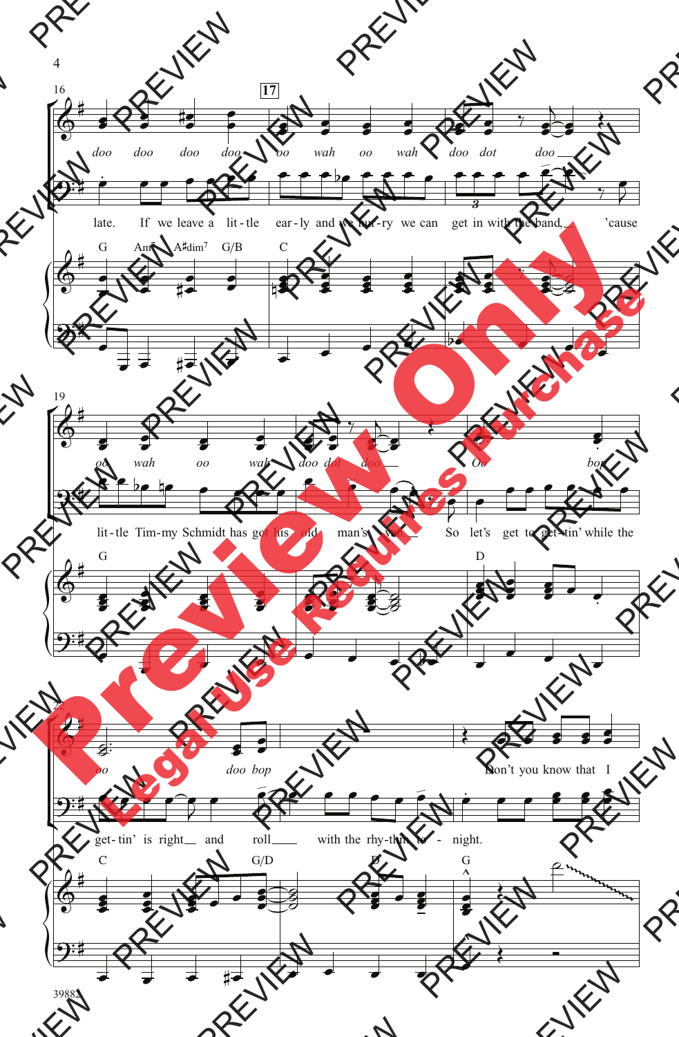16 | 17

*doo doo doo doo oo wah oo wah doo dot doo*

late. If we leave a lit-tle ear-ly and we hur-ry we can get in with the band, 'cause

G Am7 A♯dim7 G/B C

19

*oo wah oo wah doo dot doo Oo bop*

lit-tle Tim-my Schmidt has got his old man's van. So let's get to get-tin' while the

G D

22

*oo doo bop* Don't you know that I

get-tin' is right and roll with the rhy-thm to-night.

C G/D D G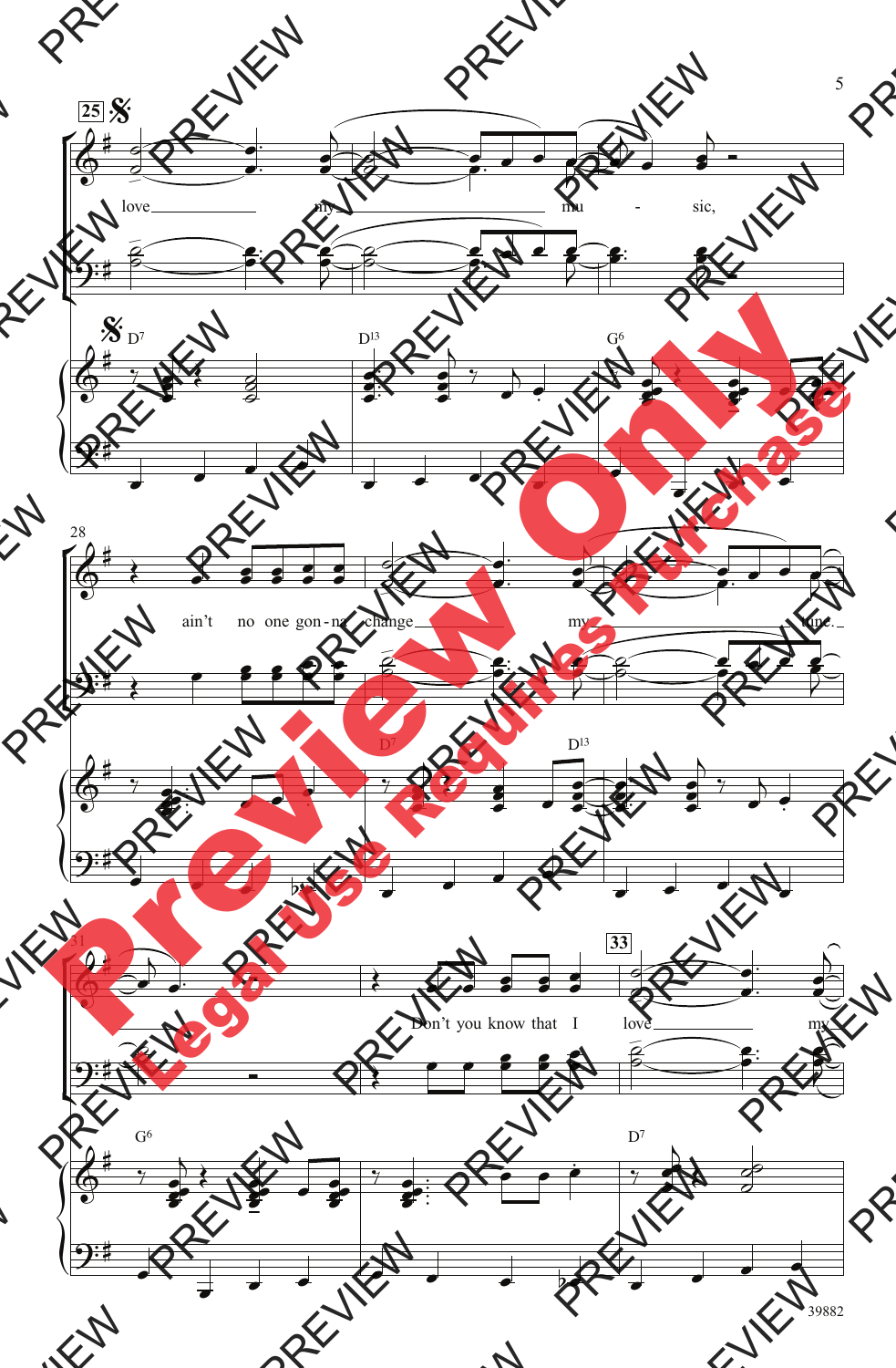love my mu - sic, ain't no one gon - na change my tune. Don't you know that I love my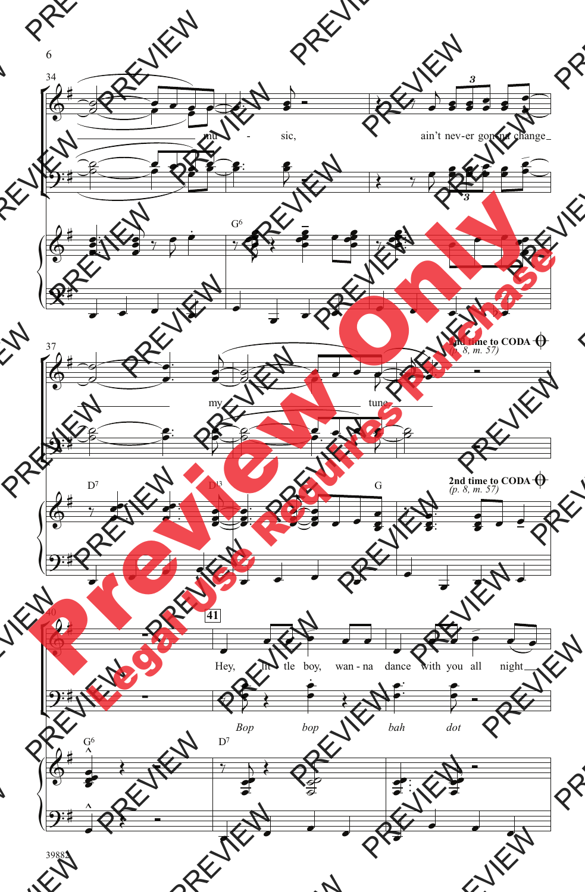34

mu - sic, ain't nev-er gon-na change

G6

37

my tune

2nd time to CODA
(p. 8, m. 57)

D7 D13 G

2nd time to CODA
(p. 8, m. 57)

40

41

Hey, lit - tle boy, wan - na dance with you all night

*Bop bop bah dot*

G6 D7

39882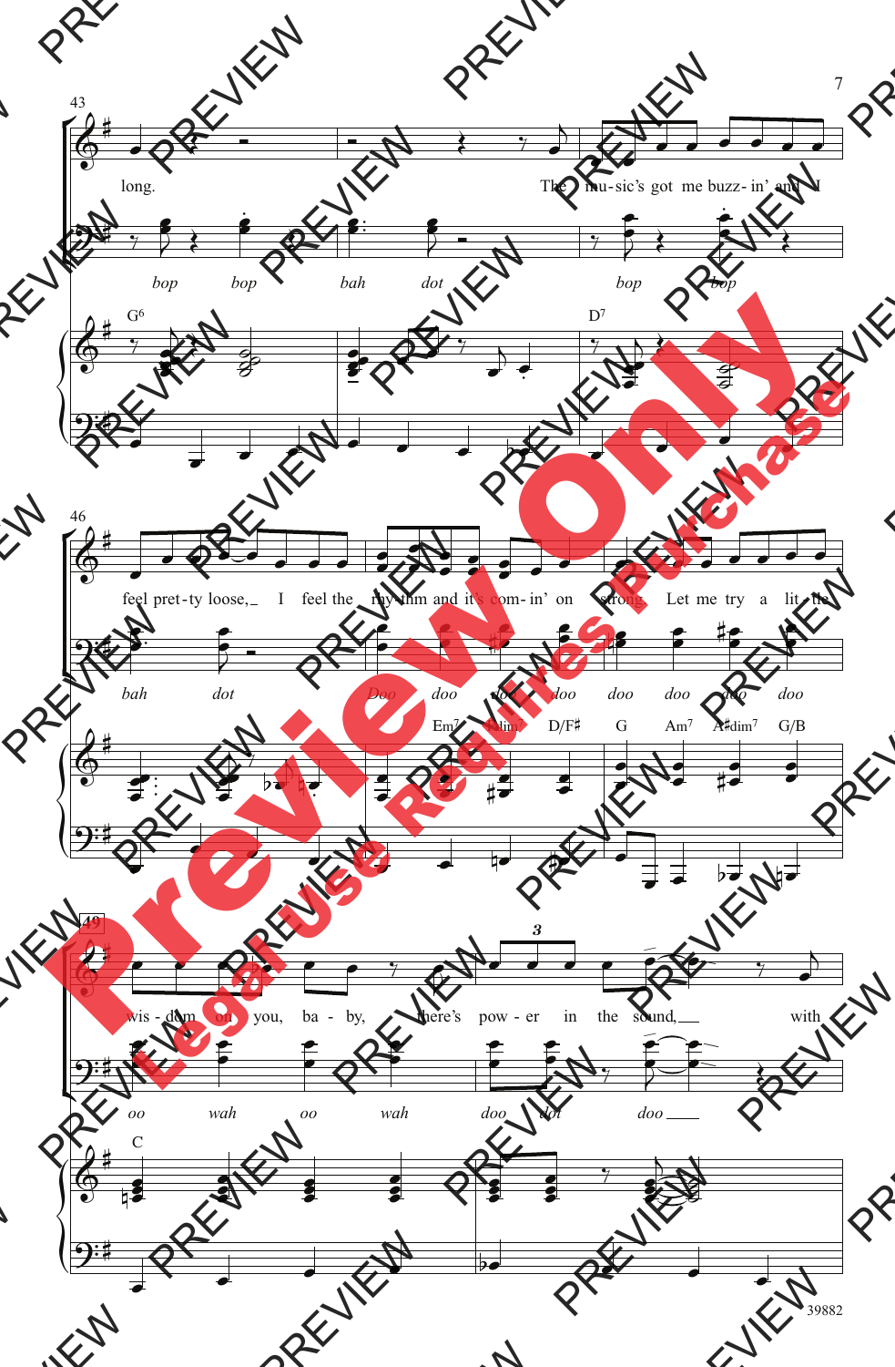long. The mu-sic's got me buzz-in' and I

*bop bop bah dot bop bop*

G6 D7

feel pret-ty loose, I feel the rhy-thm and it's com-in' on strong. Let me try a lit-tle

*bah dot Doo doo doo doo doo doo doo doo*

Em7 D♯dim7 D/F♯ G Am7 A♯dim7 G/B

wis-dom on you, ba-by, there's pow-er in the sound, with

*oo wah oo wah doo dot doo*

C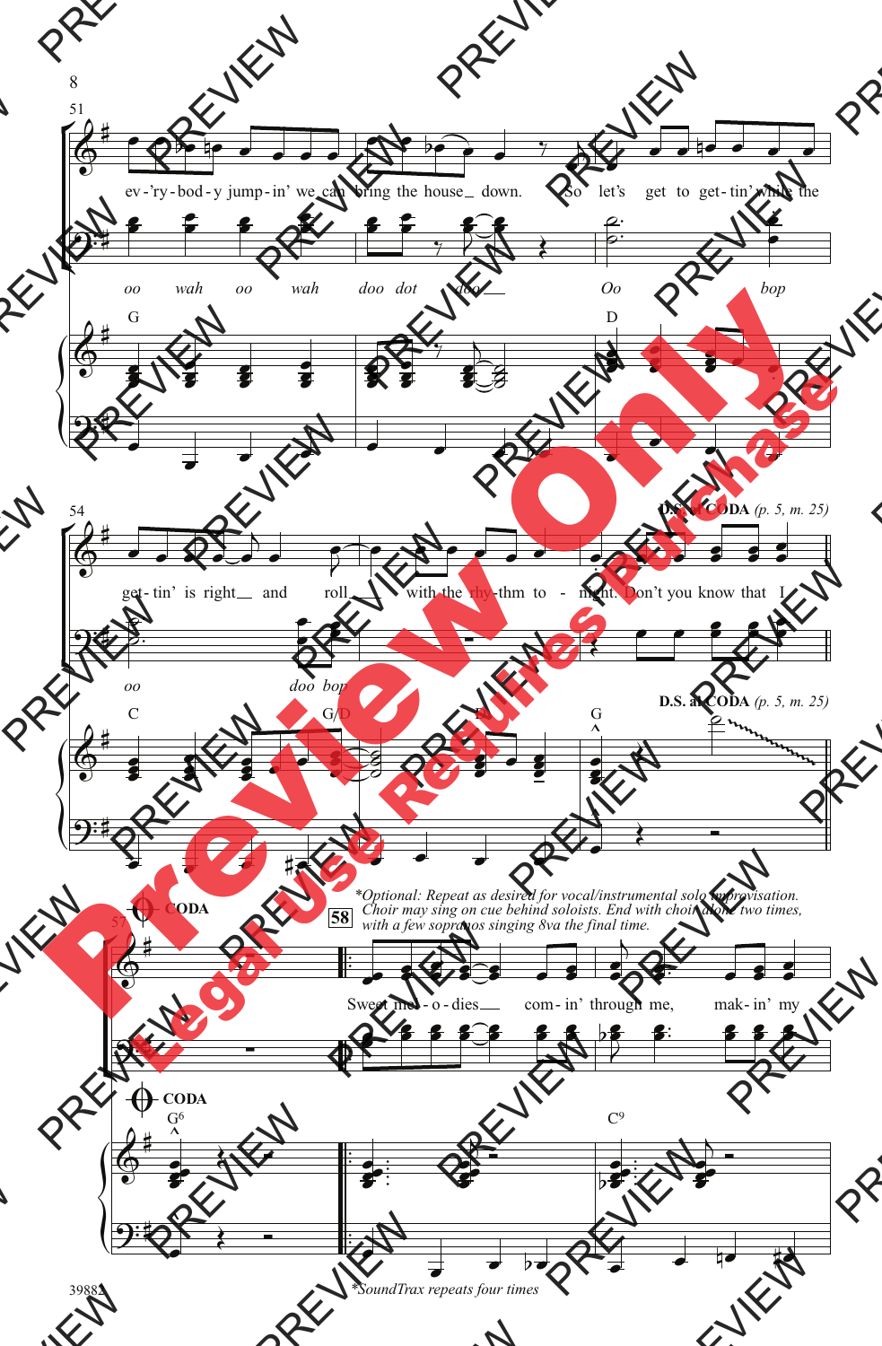ev-'ry-bod-y jump-in' we can bring the house down. So let's get to get-tin' while the

oo wah oo wah doo dot doo Oo bop

G D

get-tin' is right and roll with the rhy-thm to - night. Don't you know that I

oo doo bop

C G/D D G

**D.S. al CODA** *(p. 5, m. 25)*

**CODA**

*\*Optional: Repeat as desired for vocal/instrumental solo improvisation. Choir may sing on cue behind soloists. End with choir alone two times, with a few sopranos singing 8va the final time.*

58

Sweet mel-o-dies com-in' through me, mak-in' my

G6 C9

*\*SoundTrax repeats four times*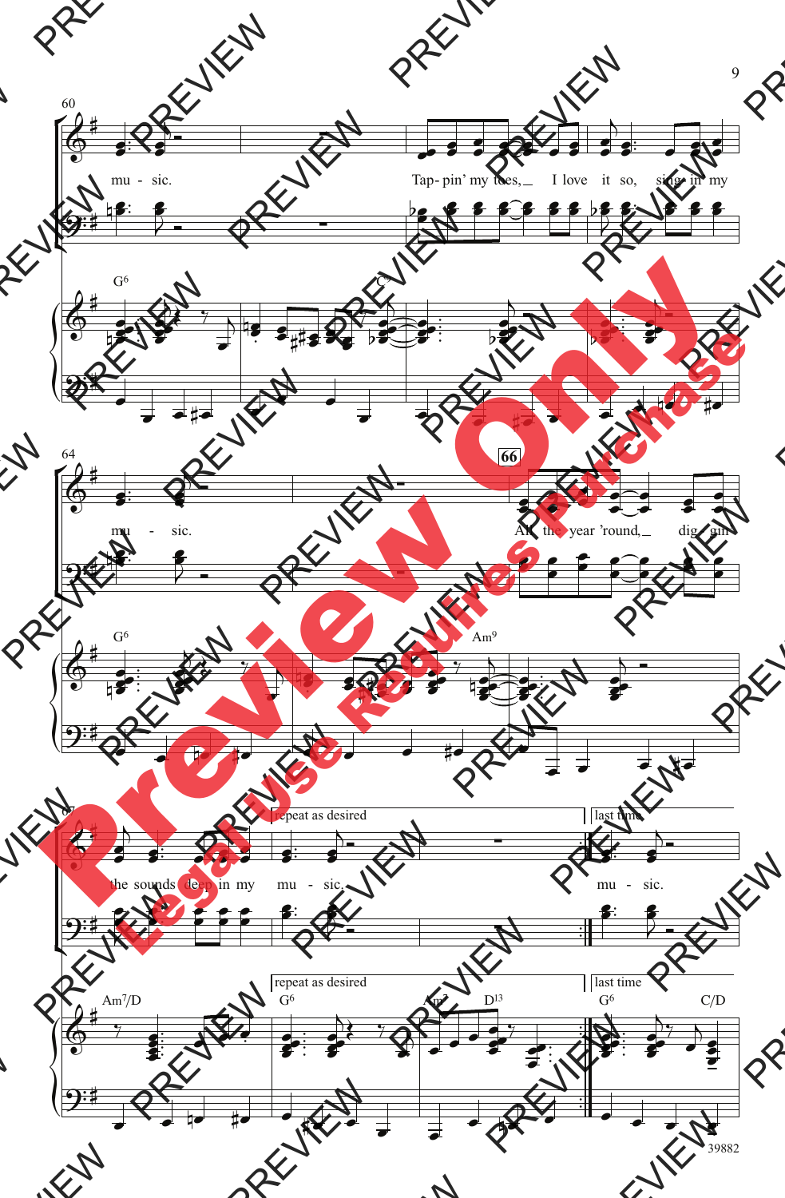60

mu - sic. Tap- pin' my toes, I love it so, sing- in' my

G6 C9

64

66

mu - sic. All the year 'round, dig- gin'

G6 Am9

67

repeat as desired | last time

the sounds deep in my mu - sic. mu - sic.

Am7/D G6 Am7 D13 G6 C/D

39882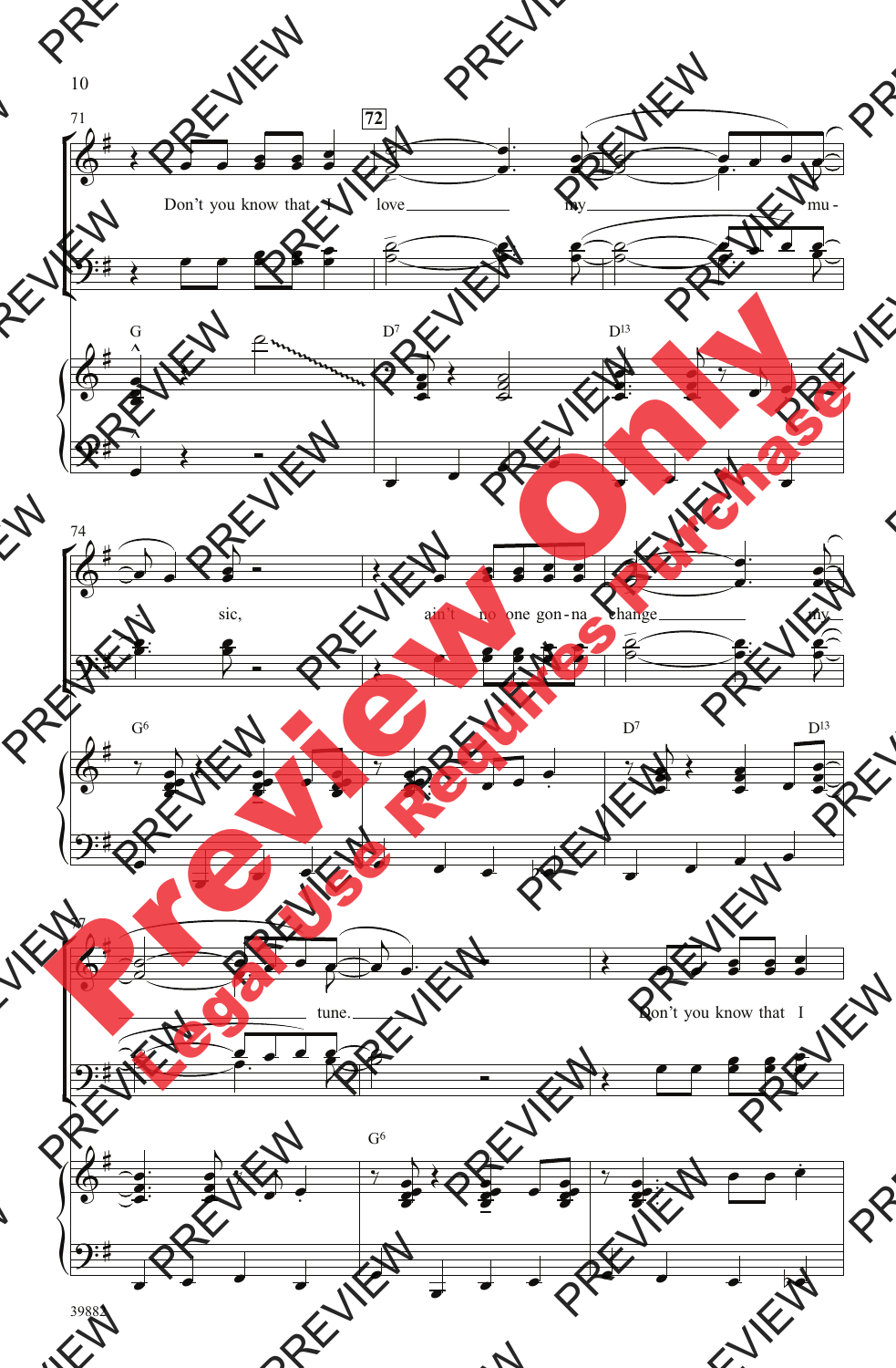Don't you know that I love my music, ain't no one gon-na change my tune.

Don't you know that I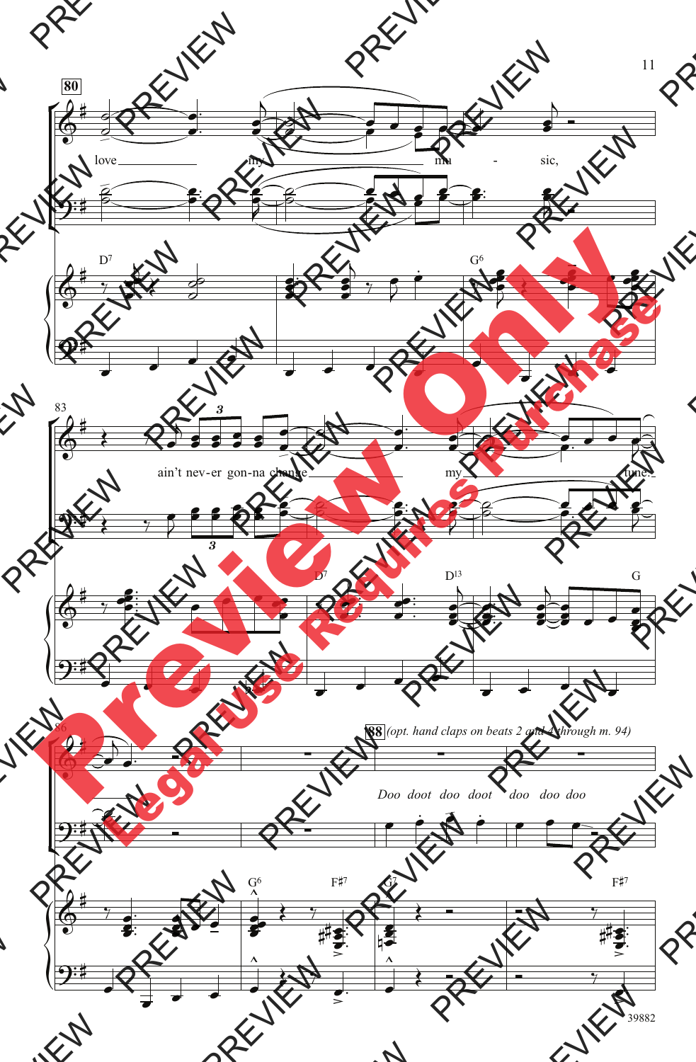**80**

love my mu - sic,

D7 G6

83

ain't nev-er gon-na change my tune.

D7 D13 G

86

**88** *(opt. hand claps on beats 2 and 4 through m. 94)*

*Doo doot doo doot doo doo doo*

G6 F♯7 G7 F♯7

39882